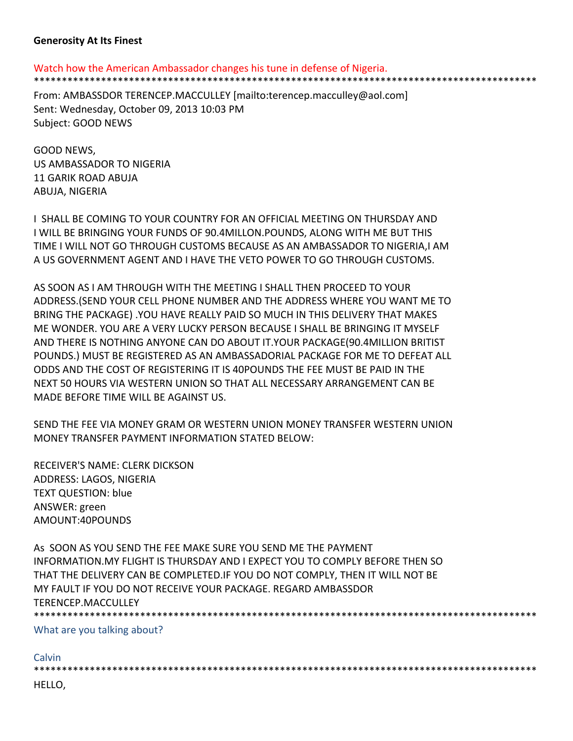**Generosity At Its Finest**

Watch how the American Ambassador changes his tune in defense of Nigeria.

*****************************************************************************************************

From: AMBASSDOR TERENCEP.MACCULLEY [mailto:terencep.macculley@aol.com]
Sent: Wednesday, October 09, 2013 10:03 PM
Subject: GOOD NEWS

GOOD NEWS,
US AMBASSADOR TO NIGERIA
11 GARIK ROAD ABUJA
ABUJA, NIGERIA

I SHALL BE COMING TO YOUR COUNTRY FOR AN OFFICIAL MEETING ON THURSDAY AND I WILL BE BRINGING YOUR FUNDS OF 90.4MILLON.POUNDS, ALONG WITH ME BUT THIS TIME I WILL NOT GO THROUGH CUSTOMS BECAUSE AS AN AMBASSADOR TO NIGERIA,I AM A US GOVERNMENT AGENT AND I HAVE THE VETO POWER TO GO THROUGH CUSTOMS.

AS SOON AS I AM THROUGH WITH THE MEETING I SHALL THEN PROCEED TO YOUR ADDRESS.(SEND YOUR CELL PHONE NUMBER AND THE ADDRESS WHERE YOU WANT ME TO BRING THE PACKAGE) .YOU HAVE REALLY PAID SO MUCH IN THIS DELIVERY THAT MAKES ME WONDER. YOU ARE A VERY LUCKY PERSON BECAUSE I SHALL BE BRINGING IT MYSELF AND THERE IS NOTHING ANYONE CAN DO ABOUT IT.YOUR PACKAGE(90.4MILLION BRITIST POUNDS.) MUST BE REGISTERED AS AN AMBASSADORIAL PACKAGE FOR ME TO DEFEAT ALL ODDS AND THE COST OF REGISTERING IT IS 40POUNDS THE FEE MUST BE PAID IN THE NEXT 50 HOURS VIA WESTERN UNION SO THAT ALL NECESSARY ARRANGEMENT CAN BE MADE BEFORE TIME WILL BE AGAINST US.

SEND THE FEE VIA MONEY GRAM OR WESTERN UNION MONEY TRANSFER WESTERN UNION MONEY TRANSFER PAYMENT INFORMATION STATED BELOW:

RECEIVER'S NAME: CLERK DICKSON
ADDRESS: LAGOS, NIGERIA
TEXT QUESTION: blue
ANSWER: green
AMOUNT:40POUNDS

As SOON AS YOU SEND THE FEE MAKE SURE YOU SEND ME THE PAYMENT INFORMATION.MY FLIGHT IS THURSDAY AND I EXPECT YOU TO COMPLY BEFORE THEN SO THAT THE DELIVERY CAN BE COMPLETED.IF YOU DO NOT COMPLY, THEN IT WILL NOT BE MY FAULT IF YOU DO NOT RECEIVE YOUR PACKAGE. REGARD AMBASSDOR TERENCEP.MACCULLEY

*****************************************************************************************************

What are you talking about?

Calvin

*****************************************************************************************************

HELLO,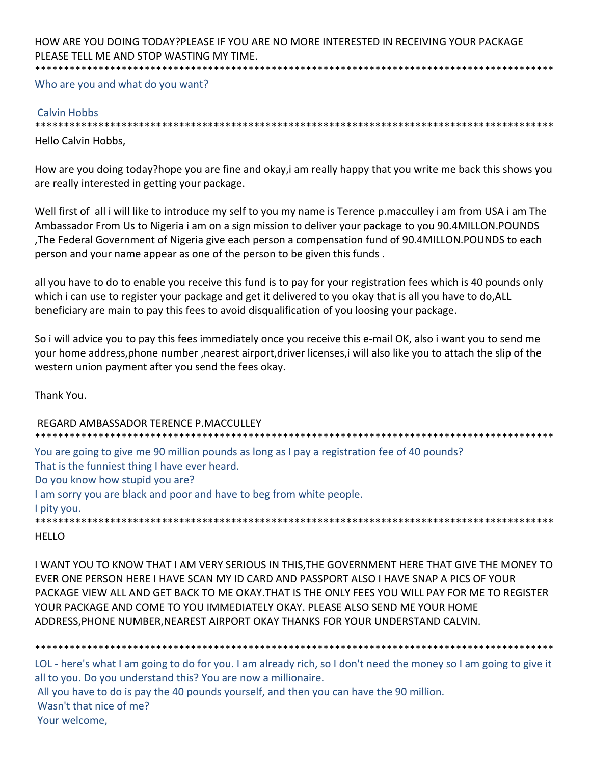HOW ARE YOU DOING TODAY?PLEASE IF YOU ARE NO MORE INTERESTED IN RECEIVING YOUR PACKAGE PLEASE TELL ME AND STOP WASTING MY TIME.

*********************************************************************************************

Who are you and what do you want?

Calvin Hobbs

*********************************************************************************************

Hello Calvin Hobbs,

How are you doing today?hope you are fine and okay,i am really happy that you write me back this shows you are really interested in getting your package.

Well first of all i will like to introduce my self to you my name is Terence p.macculley i am from USA i am The Ambassador From Us to Nigeria i am on a sign mission to deliver your package to you 90.4MILLON.POUNDS ,The Federal Government of Nigeria give each person a compensation fund of 90.4MILLON.POUNDS to each person and your name appear as one of the person to be given this funds .

all you have to do to enable you receive this fund is to pay for your registration fees which is 40 pounds only which i can use to register your package and get it delivered to you okay that is all you have to do,ALL beneficiary are main to pay this fees to avoid disqualification of you loosing your package.

So i will advice you to pay this fees immediately once you receive this e-mail OK, also i want you to send me your home address,phone number ,nearest airport,driver licenses,i will also like you to attach the slip of the western union payment after you send the fees okay.

Thank You.

REGARD AMBASSADOR TERENCE P.MACCULLEY

*********************************************************************************************

You are going to give me 90 million pounds as long as I pay a registration fee of 40 pounds?
That is the funniest thing I have ever heard.
Do you know how stupid you are?
I am sorry you are black and poor and have to beg from white people.
I pity you.

*********************************************************************************************

HELLO

I WANT YOU TO KNOW THAT I AM VERY SERIOUS IN THIS,THE GOVERNMENT HERE THAT GIVE THE MONEY TO EVER ONE PERSON HERE I HAVE SCAN MY ID CARD AND PASSPORT ALSO I HAVE SNAP A PICS OF YOUR PACKAGE VIEW ALL AND GET BACK TO ME OKAY.THAT IS THE ONLY FEES YOU WILL PAY FOR ME TO REGISTER YOUR PACKAGE AND COME TO YOU IMMEDIATELY OKAY. PLEASE ALSO SEND ME YOUR HOME ADDRESS,PHONE NUMBER,NEAREST AIRPORT OKAY THANKS FOR YOUR UNDERSTAND CALVIN.

*********************************************************************************************

LOL - here's what I am going to do for you. I am already rich, so I don't need the money so I am going to give it all to you. Do you understand this? You are now a millionaire.
All you have to do is pay the 40 pounds yourself, and then you can have the 90 million.
Wasn't that nice of me?
Your welcome,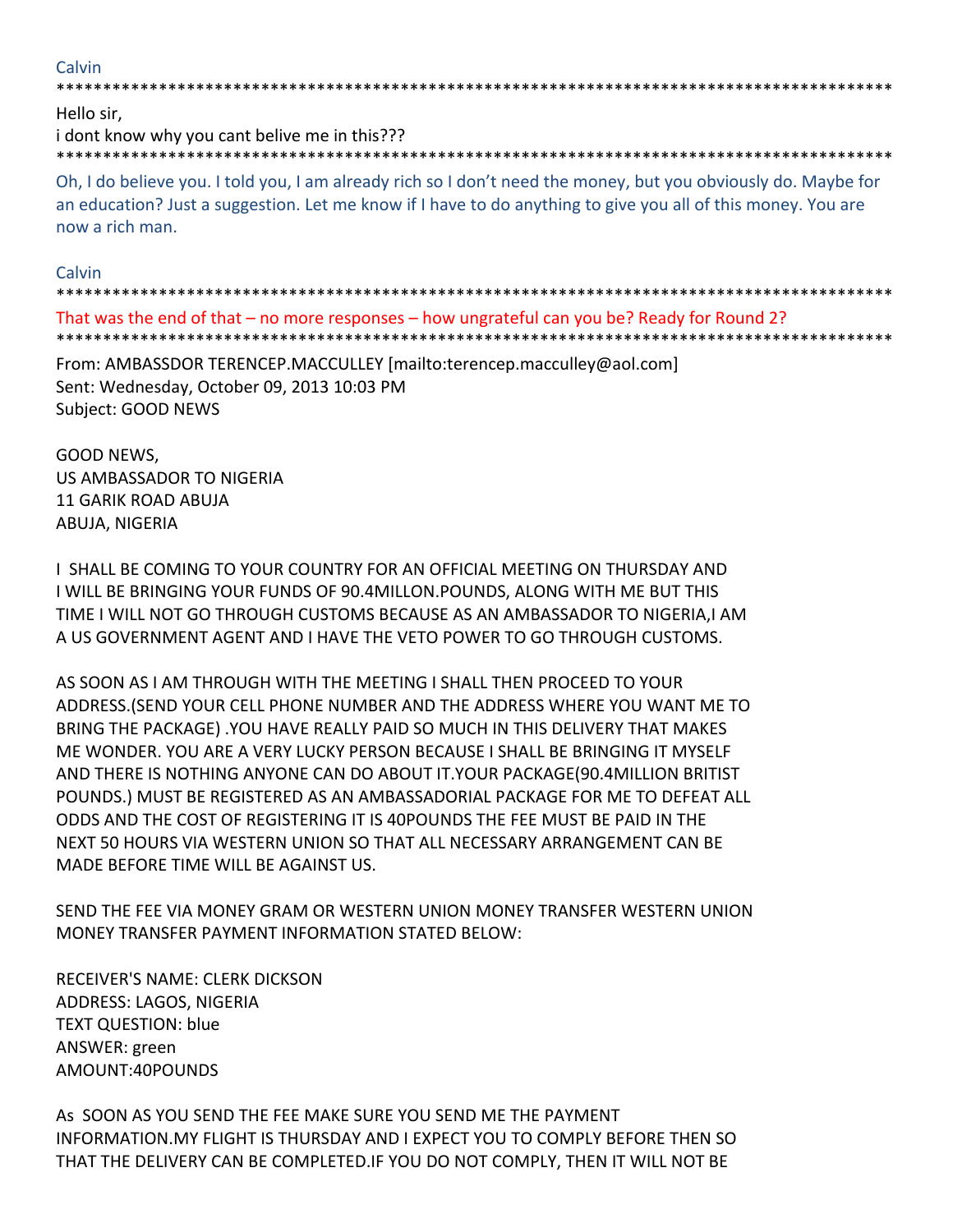Calvin

*********************************************************************************************

Hello sir,
i dont know why you cant belive me in this???

*********************************************************************************************

Oh, I do believe you. I told you, I am already rich so I don't need the money, but you obviously do. Maybe for an education? Just a suggestion. Let me know if I have to do anything to give you all of this money. You are now a rich man.

Calvin

*********************************************************************************************

That was the end of that – no more responses – how ungrateful can you be? Ready for Round 2?

*********************************************************************************************

From: AMBASSDOR TERENCEP.MACCULLEY [mailto:terencep.macculley@aol.com]
Sent: Wednesday, October 09, 2013 10:03 PM
Subject: GOOD NEWS

GOOD NEWS,
US AMBASSADOR TO NIGERIA
11 GARIK ROAD ABUJA
ABUJA, NIGERIA

I SHALL BE COMING TO YOUR COUNTRY FOR AN OFFICIAL MEETING ON THURSDAY AND I WILL BE BRINGING YOUR FUNDS OF 90.4MILLON.POUNDS, ALONG WITH ME BUT THIS TIME I WILL NOT GO THROUGH CUSTOMS BECAUSE AS AN AMBASSADOR TO NIGERIA,I AM A US GOVERNMENT AGENT AND I HAVE THE VETO POWER TO GO THROUGH CUSTOMS.

AS SOON AS I AM THROUGH WITH THE MEETING I SHALL THEN PROCEED TO YOUR ADDRESS.(SEND YOUR CELL PHONE NUMBER AND THE ADDRESS WHERE YOU WANT ME TO BRING THE PACKAGE) .YOU HAVE REALLY PAID SO MUCH IN THIS DELIVERY THAT MAKES ME WONDER. YOU ARE A VERY LUCKY PERSON BECAUSE I SHALL BE BRINGING IT MYSELF AND THERE IS NOTHING ANYONE CAN DO ABOUT IT.YOUR PACKAGE(90.4MILLION BRITIST POUNDS.) MUST BE REGISTERED AS AN AMBASSADORIAL PACKAGE FOR ME TO DEFEAT ALL ODDS AND THE COST OF REGISTERING IT IS 40POUNDS THE FEE MUST BE PAID IN THE NEXT 50 HOURS VIA WESTERN UNION SO THAT ALL NECESSARY ARRANGEMENT CAN BE MADE BEFORE TIME WILL BE AGAINST US.

SEND THE FEE VIA MONEY GRAM OR WESTERN UNION MONEY TRANSFER WESTERN UNION MONEY TRANSFER PAYMENT INFORMATION STATED BELOW:

RECEIVER'S NAME: CLERK DICKSON
ADDRESS: LAGOS, NIGERIA
TEXT QUESTION: blue
ANSWER: green
AMOUNT:40POUNDS

As SOON AS YOU SEND THE FEE MAKE SURE YOU SEND ME THE PAYMENT INFORMATION.MY FLIGHT IS THURSDAY AND I EXPECT YOU TO COMPLY BEFORE THEN SO THAT THE DELIVERY CAN BE COMPLETED.IF YOU DO NOT COMPLY, THEN IT WILL NOT BE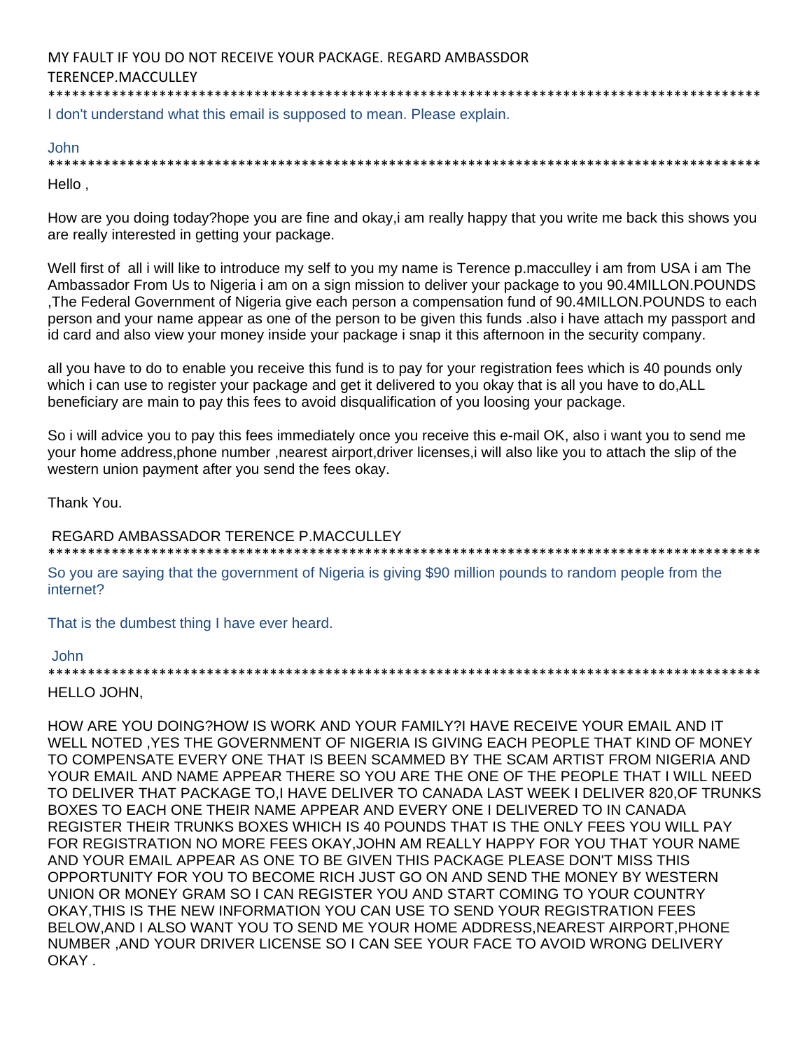MY FAULT IF YOU DO NOT RECEIVE YOUR PACKAGE. REGARD AMBASSDOR TERENCEP.MACCULLEY

**********************************************************************************************

I don't understand what this email is supposed to mean. Please explain.

John

**********************************************************************************************

Hello ,

How are you doing today?hope you are fine and okay,i am really happy that you write me back this shows you are really interested in getting your package.

Well first of all i will like to introduce my self to you my name is Terence p.macculley i am from USA i am The Ambassador From Us to Nigeria i am on a sign mission to deliver your package to you 90.4MILLON.POUNDS ,The Federal Government of Nigeria give each person a compensation fund of 90.4MILLON.POUNDS to each person and your name appear as one of the person to be given this funds .also i have attach my passport and id card and also view your money inside your package i snap it this afternoon in the security company.

all you have to do to enable you receive this fund is to pay for your registration fees which is 40 pounds only which i can use to register your package and get it delivered to you okay that is all you have to do,ALL beneficiary are main to pay this fees to avoid disqualification of you loosing your package.

So i will advice you to pay this fees immediately once you receive this e-mail OK, also i want you to send me your home address,phone number ,nearest airport,driver licenses,i will also like you to attach the slip of the western union payment after you send the fees okay.

Thank You.

REGARD AMBASSADOR TERENCE P.MACCULLEY

**********************************************************************************************

So you are saying that the government of Nigeria is giving $90 million pounds to random people from the internet?

That is the dumbest thing I have ever heard.

John

**********************************************************************************************

HELLO JOHN,

HOW ARE YOU DOING?HOW IS WORK AND YOUR FAMILY?I HAVE RECEIVE YOUR EMAIL AND IT WELL NOTED ,YES THE GOVERNMENT OF NIGERIA IS GIVING EACH PEOPLE THAT KIND OF MONEY TO COMPENSATE EVERY ONE THAT IS BEEN SCAMMED BY THE SCAM ARTIST FROM NIGERIA AND YOUR EMAIL AND NAME APPEAR THERE SO YOU ARE THE ONE OF THE PEOPLE THAT I WILL NEED TO DELIVER THAT PACKAGE TO,I HAVE DELIVER TO CANADA LAST WEEK I DELIVER 820,OF TRUNKS BOXES TO EACH ONE THEIR NAME APPEAR AND EVERY ONE I DELIVERED TO IN CANADA REGISTER THEIR TRUNKS BOXES WHICH IS 40 POUNDS THAT IS THE ONLY FEES YOU WILL PAY FOR REGISTRATION NO MORE FEES OKAY,JOHN AM REALLY HAPPY FOR YOU THAT YOUR NAME AND YOUR EMAIL APPEAR AS ONE TO BE GIVEN THIS PACKAGE PLEASE DON'T MISS THIS OPPORTUNITY FOR YOU TO BECOME RICH JUST GO ON AND SEND THE MONEY BY WESTERN UNION OR MONEY GRAM SO I CAN REGISTER YOU AND START COMING TO YOUR COUNTRY OKAY,THIS IS THE NEW INFORMATION YOU CAN USE TO SEND YOUR REGISTRATION FEES BELOW,AND I ALSO WANT YOU TO SEND ME YOUR HOME ADDRESS,NEAREST AIRPORT,PHONE NUMBER ,AND YOUR DRIVER LICENSE SO I CAN SEE YOUR FACE TO AVOID WRONG DELIVERY OKAY .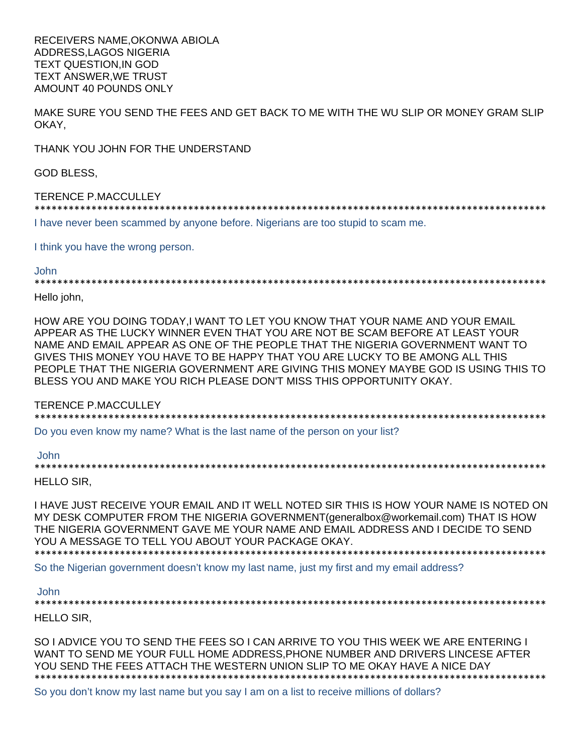RECEIVERS NAME,OKONWA ABIOLA
ADDRESS,LAGOS NIGERIA
TEXT QUESTION,IN GOD
TEXT ANSWER,WE TRUST
AMOUNT 40 POUNDS ONLY

MAKE SURE YOU SEND THE FEES AND GET BACK TO ME WITH THE WU SLIP OR MONEY GRAM SLIP OKAY,

THANK YOU JOHN FOR THE UNDERSTAND

GOD BLESS,

TERENCE P.MACCULLEY

*********************************************************************************************

I have never been scammed by anyone before. Nigerians are too stupid to scam me.

I think you have the wrong person.

John

*********************************************************************************************

Hello john,

HOW ARE YOU DOING TODAY,I WANT TO LET YOU KNOW THAT YOUR NAME AND YOUR EMAIL APPEAR AS THE LUCKY WINNER EVEN THAT YOU ARE NOT BE SCAM BEFORE AT LEAST YOUR NAME AND EMAIL APPEAR AS ONE OF THE PEOPLE THAT THE NIGERIA GOVERNMENT WANT TO GIVES THIS MONEY YOU HAVE TO BE HAPPY THAT YOU ARE LUCKY TO BE AMONG ALL THIS PEOPLE THAT THE NIGERIA GOVERNMENT ARE GIVING THIS MONEY MAYBE GOD IS USING THIS TO BLESS YOU AND MAKE YOU RICH PLEASE DON'T MISS THIS OPPORTUNITY OKAY.

TERENCE P.MACCULLEY

*********************************************************************************************

Do you even know my name? What is the last name of the person on your list?

John

*********************************************************************************************

HELLO SIR,

I HAVE JUST RECEIVE YOUR EMAIL AND IT WELL NOTED SIR THIS IS HOW YOUR NAME IS NOTED ON MY DESK COMPUTER FROM THE NIGERIA GOVERNMENT(generalbox@workemail.com) THAT IS HOW THE NIGERIA GOVERNMENT GAVE ME YOUR NAME AND EMAIL ADDRESS AND I DECIDE TO SEND YOU A MESSAGE TO TELL YOU ABOUT YOUR PACKAGE OKAY.

*********************************************************************************************

So the Nigerian government doesn't know my last name, just my first and my email address?

John

*********************************************************************************************

HELLO SIR,

SO I ADVICE YOU TO SEND THE FEES SO I CAN ARRIVE TO YOU THIS WEEK WE ARE ENTERING I WANT TO SEND ME YOUR FULL HOME ADDRESS,PHONE NUMBER AND DRIVERS LINCESE AFTER YOU SEND THE FEES ATTACH THE WESTERN UNION SLIP TO ME OKAY HAVE A NICE DAY

*********************************************************************************************

So you don't know my last name but you say I am on a list to receive millions of dollars?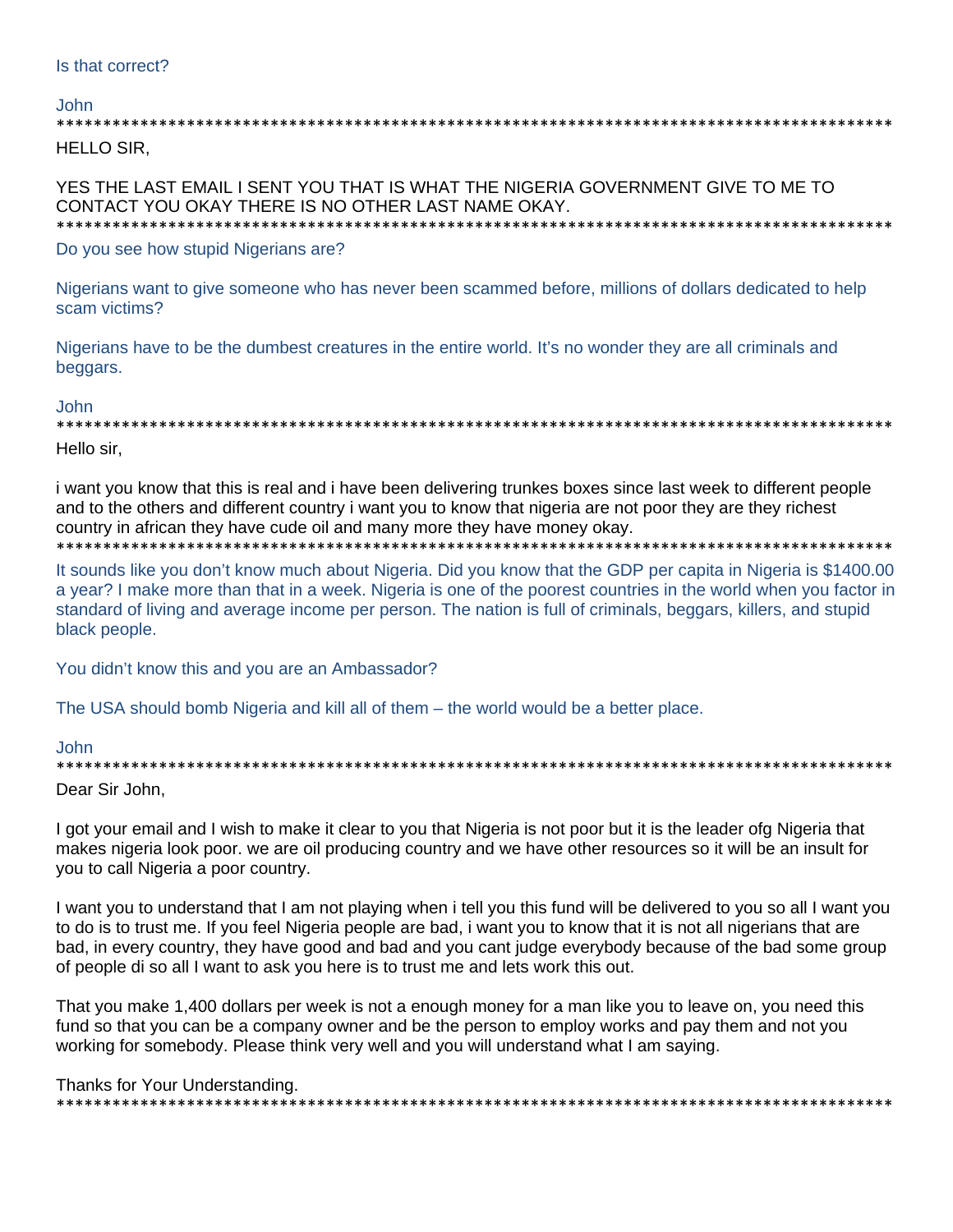Is that correct?

John

**************************************************************************************************

HELLO SIR,

YES THE LAST EMAIL I SENT YOU THAT IS WHAT THE NIGERIA GOVERNMENT GIVE TO ME TO CONTACT YOU OKAY THERE IS NO OTHER LAST NAME OKAY.

**************************************************************************************************

Do you see how stupid Nigerians are?

Nigerians want to give someone who has never been scammed before, millions of dollars dedicated to help scam victims?

Nigerians have to be the dumbest creatures in the entire world. It's no wonder they are all criminals and beggars.

John

**************************************************************************************************

Hello sir,

i want you know that this is real and i have been delivering trunkes boxes since last week to different people and to the others and different country i want you to know that nigeria are not poor they are they richest country in african they have cude oil and many more they have money okay.

**************************************************************************************************

It sounds like you don't know much about Nigeria. Did you know that the GDP per capita in Nigeria is $1400.00 a year? I make more than that in a week. Nigeria is one of the poorest countries in the world when you factor in standard of living and average income per person. The nation is full of criminals, beggars, killers, and stupid black people.

You didn't know this and you are an Ambassador?

The USA should bomb Nigeria and kill all of them – the world would be a better place.

John

**************************************************************************************************

Dear Sir John,

I got your email and I wish to make it clear to you that Nigeria is not poor but it is the leader ofg Nigeria that makes nigeria look poor. we are oil producing country and we have other resources so it will be an insult for you to call Nigeria a poor country.

I want you to understand that I am not playing when i tell you this fund will be delivered to you so all I want you to do is to trust me. If you feel Nigeria people are bad, i want you to know that it is not all nigerians that are bad, in every country, they have good and bad and you cant judge everybody because of the bad some group of people di so all I want to ask you here is to trust me and lets work this out.

That you make 1,400 dollars per week is not a enough money for a man like you to leave on, you need this fund so that you can be a company owner and be the person to employ works and pay them and not you working for somebody. Please think very well and you will understand what I am saying.

Thanks for Your Understanding.

**************************************************************************************************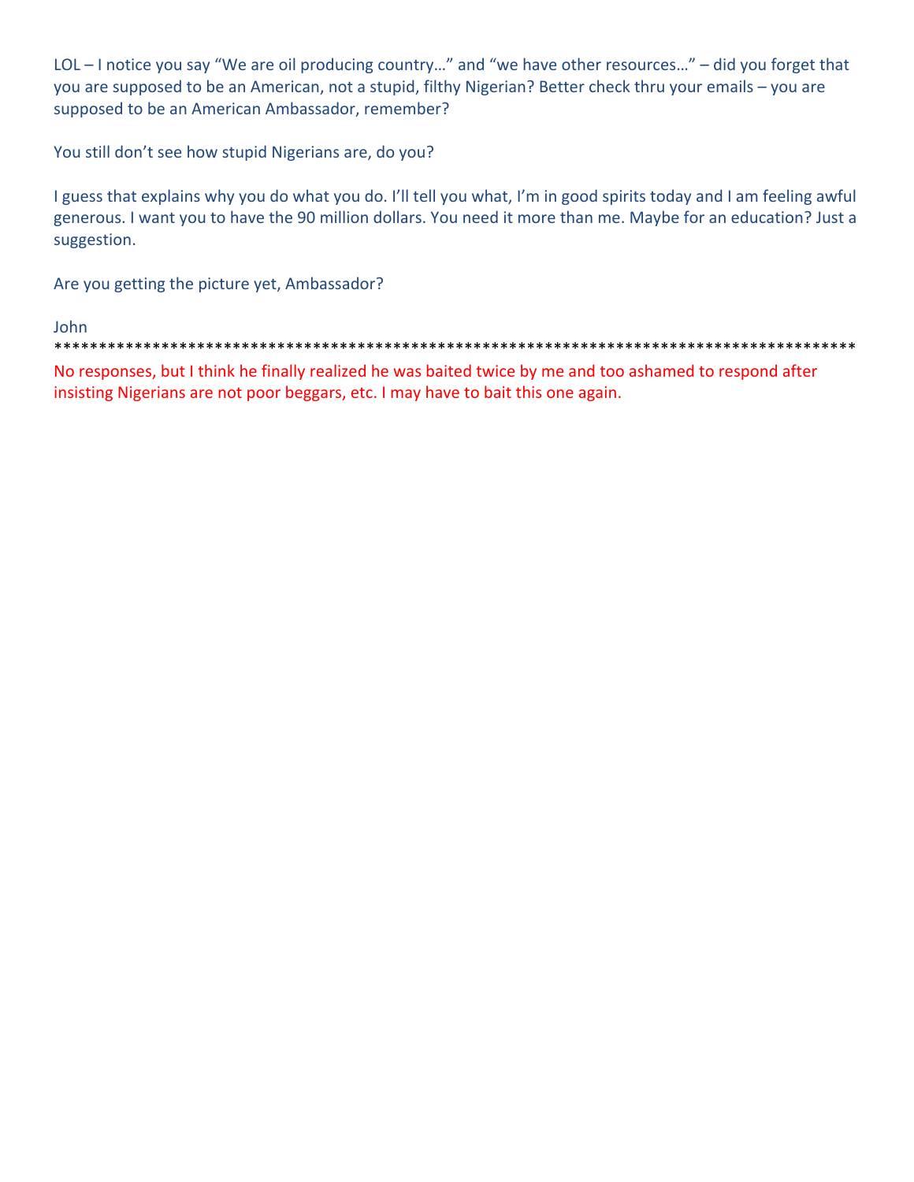LOL – I notice you say "We are oil producing country…" and "we have other resources…" – did you forget that you are supposed to be an American, not a stupid, filthy Nigerian? Better check thru your emails – you are supposed to be an American Ambassador, remember?

You still don't see how stupid Nigerians are, do you?

I guess that explains why you do what you do. I'll tell you what, I'm in good spirits today and I am feeling awful generous. I want you to have the 90 million dollars. You need it more than me. Maybe for an education? Just a suggestion.

Are you getting the picture yet, Ambassador?

John

*********************************************************************************************

No responses, but I think he finally realized he was baited twice by me and too ashamed to respond after insisting Nigerians are not poor beggars, etc. I may have to bait this one again.